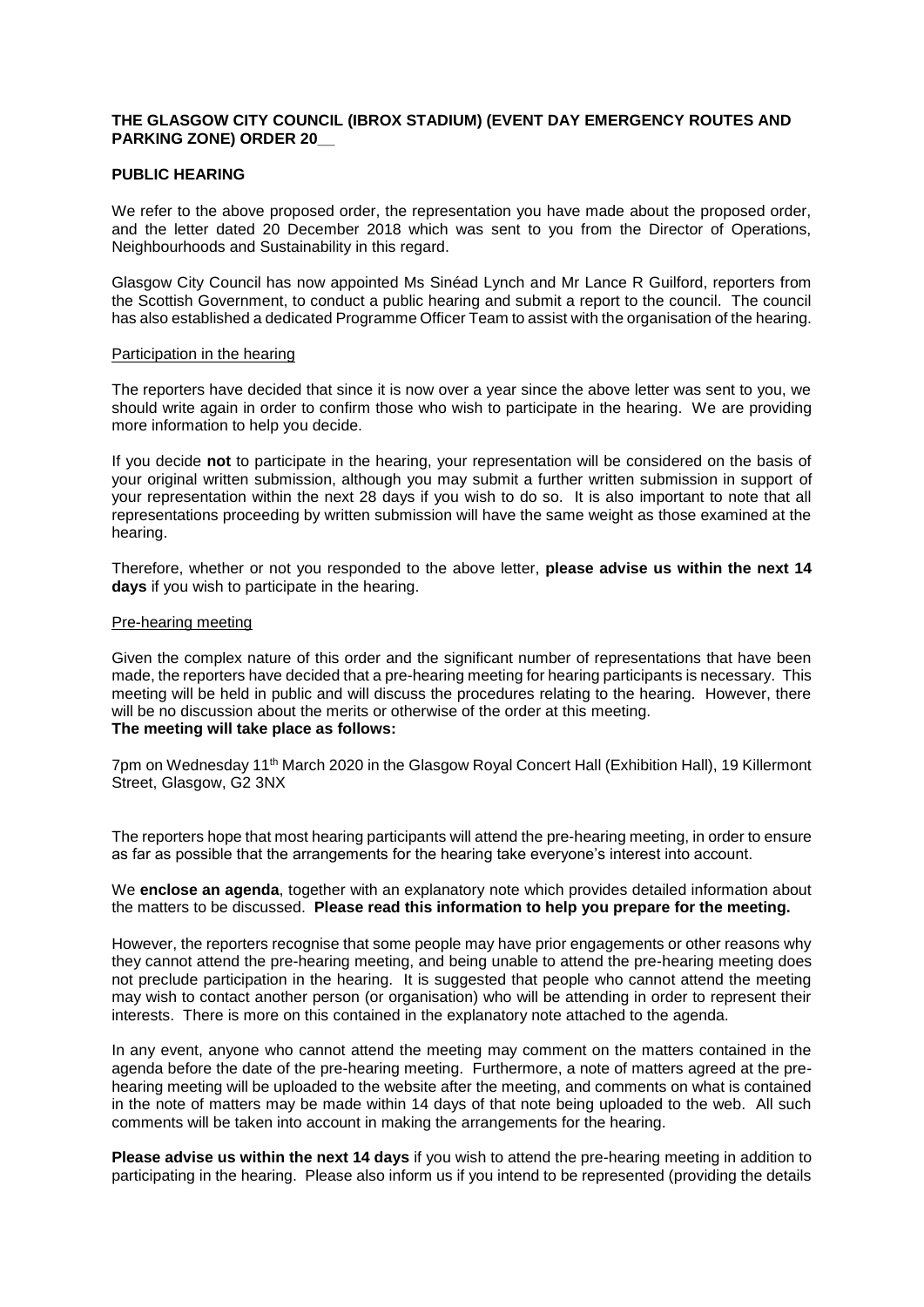**THE GLASGOW CITY COUNCIL (IBROX STADIUM) (EVENT DAY EMERGENCY ROUTES AND PARKING ZONE) ORDER 20__**

**PUBLIC HEARING**

We refer to the above proposed order, the representation you have made about the proposed order, and the letter dated 20 December 2018 which was sent to you from the Director of Operations, Neighbourhoods and Sustainability in this regard.

Glasgow City Council has now appointed Ms Sinéad Lynch and Mr Lance R Guilford, reporters from the Scottish Government, to conduct a public hearing and submit a report to the council. The council has also established a dedicated Programme Officer Team to assist with the organisation of the hearing.

Participation in the hearing

The reporters have decided that since it is now over a year since the above letter was sent to you, we should write again in order to confirm those who wish to participate in the hearing. We are providing more information to help you decide.

If you decide **not** to participate in the hearing, your representation will be considered on the basis of your original written submission, although you may submit a further written submission in support of your representation within the next 28 days if you wish to do so. It is also important to note that all representations proceeding by written submission will have the same weight as those examined at the hearing.

Therefore, whether or not you responded to the above letter, **please advise us within the next 14 days** if you wish to participate in the hearing.

Pre-hearing meeting

Given the complex nature of this order and the significant number of representations that have been made, the reporters have decided that a pre-hearing meeting for hearing participants is necessary. This meeting will be held in public and will discuss the procedures relating to the hearing. However, there will be no discussion about the merits or otherwise of the order at this meeting.
**The meeting will take place as follows:**

7pm on Wednesday 11th March 2020 in the Glasgow Royal Concert Hall (Exhibition Hall), 19 Killermont Street, Glasgow, G2 3NX

The reporters hope that most hearing participants will attend the pre-hearing meeting, in order to ensure as far as possible that the arrangements for the hearing take everyone's interest into account.

We **enclose an agenda**, together with an explanatory note which provides detailed information about the matters to be discussed. **Please read this information to help you prepare for the meeting.**

However, the reporters recognise that some people may have prior engagements or other reasons why they cannot attend the pre-hearing meeting, and being unable to attend the pre-hearing meeting does not preclude participation in the hearing. It is suggested that people who cannot attend the meeting may wish to contact another person (or organisation) who will be attending in order to represent their interests. There is more on this contained in the explanatory note attached to the agenda.

In any event, anyone who cannot attend the meeting may comment on the matters contained in the agenda before the date of the pre-hearing meeting. Furthermore, a note of matters agreed at the pre-hearing meeting will be uploaded to the website after the meeting, and comments on what is contained in the note of matters may be made within 14 days of that note being uploaded to the web. All such comments will be taken into account in making the arrangements for the hearing.

**Please advise us within the next 14 days** if you wish to attend the pre-hearing meeting in addition to participating in the hearing. Please also inform us if you intend to be represented (providing the details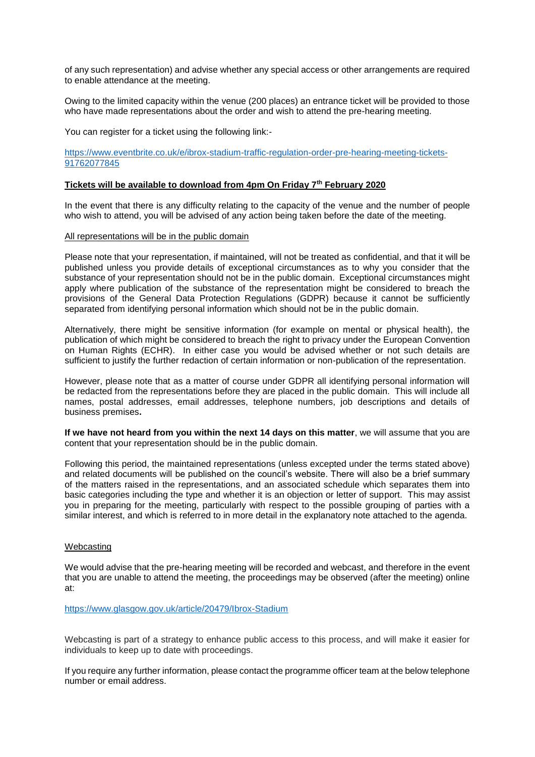of any such representation) and advise whether any special access or other arrangements are required to enable attendance at the meeting.

Owing to the limited capacity within the venue (200 places) an entrance ticket will be provided to those who have made representations about the order and wish to attend the pre-hearing meeting.

You can register for a ticket using the following link:-

https://www.eventbrite.co.uk/e/ibrox-stadium-traffic-regulation-order-pre-hearing-meeting-tickets-91762077845

**Tickets will be available to download from 4pm On Friday 7th February 2020**

In the event that there is any difficulty relating to the capacity of the venue and the number of people who wish to attend, you will be advised of any action being taken before the date of the meeting.

All representations will be in the public domain

Please note that your representation, if maintained, will not be treated as confidential, and that it will be published unless you provide details of exceptional circumstances as to why you consider that the substance of your representation should not be in the public domain. Exceptional circumstances might apply where publication of the substance of the representation might be considered to breach the provisions of the General Data Protection Regulations (GDPR) because it cannot be sufficiently separated from identifying personal information which should not be in the public domain.

Alternatively, there might be sensitive information (for example on mental or physical health), the publication of which might be considered to breach the right to privacy under the European Convention on Human Rights (ECHR). In either case you would be advised whether or not such details are sufficient to justify the further redaction of certain information or non-publication of the representation.

However, please note that as a matter of course under GDPR all identifying personal information will be redacted from the representations before they are placed in the public domain. This will include all names, postal addresses, email addresses, telephone numbers, job descriptions and details of business premises**.**

**If we have not heard from you within the next 14 days on this matter**, we will assume that you are content that your representation should be in the public domain.

Following this period, the maintained representations (unless excepted under the terms stated above) and related documents will be published on the council's website. There will also be a brief summary of the matters raised in the representations, and an associated schedule which separates them into basic categories including the type and whether it is an objection or letter of support. This may assist you in preparing for the meeting, particularly with respect to the possible grouping of parties with a similar interest, and which is referred to in more detail in the explanatory note attached to the agenda.

Webcasting

We would advise that the pre-hearing meeting will be recorded and webcast, and therefore in the event that you are unable to attend the meeting, the proceedings may be observed (after the meeting) online at:

https://www.glasgow.gov.uk/article/20479/Ibrox-Stadium

Webcasting is part of a strategy to enhance public access to this process, and will make it easier for individuals to keep up to date with proceedings.

If you require any further information, please contact the programme officer team at the below telephone number or email address.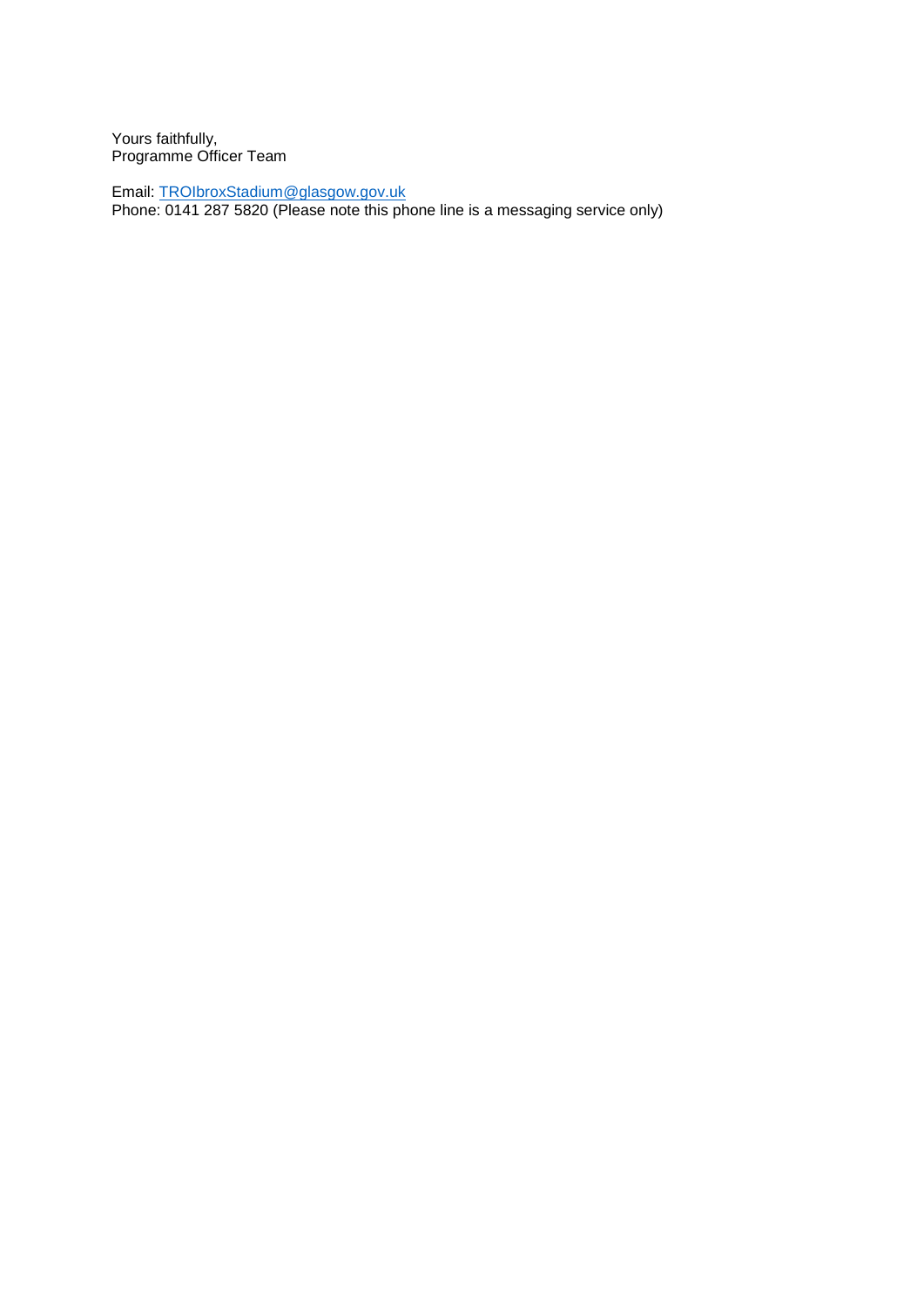Yours faithfully,
Programme Officer Team

Email: TROIbroxStadium@glasgow.gov.uk
Phone: 0141 287 5820 (Please note this phone line is a messaging service only)